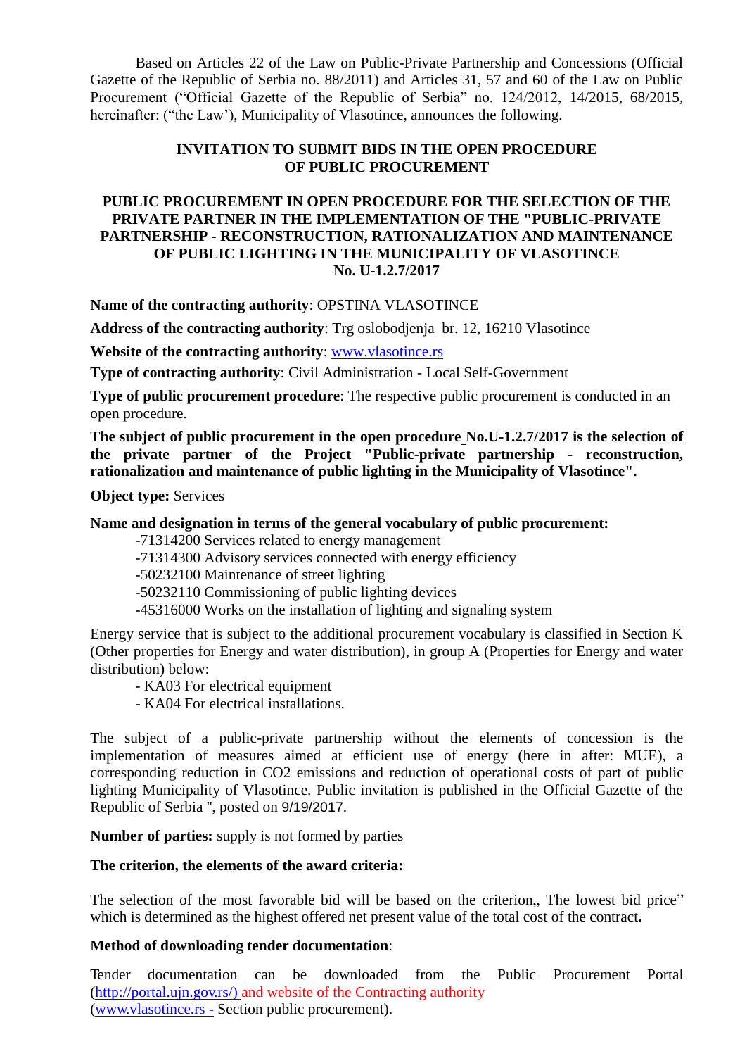Based on Articles 22 of the Law on Public-Private Partnership and Concessions (Official Gazette of the Republic of Serbia no. 88/2011) and Articles 31, 57 and 60 of the Law on Public Procurement ("Official Gazette of the Republic of Serbia" no. 124/2012, 14/2015, 68/2015, hereinafter: ("the Law'), Municipality of Vlasotince, announces the following.

## INVITATION TO SUBMIT BIDS IN THE OPEN PROCEDURE OF PUBLIC PROCUREMENT

## PUBLIC PROCUREMENT IN OPEN PROCEDURE FOR THE SELECTION OF THE PRIVATE PARTNER IN THE IMPLEMENTATION OF THE "PUBLIC-PRIVATE PARTNERSHIP - RECONSTRUCTION, RATIONALIZATION AND MAINTENANCE OF PUBLIC LIGHTING IN THE MUNICIPALITY OF VLASOTINCE No. U-1.2.7/2017

**Name of the contracting authority**: OPSTINA VLASOTINCE

**Address of the contracting authority**: Trg oslobodjenja br. 12, 16210 Vlasotince

**Website of the contracting authority**: www.vlasotince.rs

**Type of contracting authority**: Civil Administration - Local Self-Government

**Type of public procurement procedure**: The respective public procurement is conducted in an open procedure.

**The subject of public procurement in the open procedure No.U-1.2.7/2017 is the selection of the private partner of the Project "Public-private partnership - reconstruction, rationalization and maintenance of public lighting in the Municipality of Vlasotince".**

**Object type:** Services

**Name and designation in terms of the general vocabulary of public procurement:**

-71314200 Services related to energy management
-71314300 Advisory services connected with energy efficiency
-50232100 Maintenance of street lighting
-50232110 Commissioning of public lighting devices
-45316000 Works on the installation of lighting and signaling system

Energy service that is subject to the additional procurement vocabulary is classified in Section K (Other properties for Energy and water distribution), in group A (Properties for Energy and water distribution) below:

- KA03 For electrical equipment
- KA04 For electrical installations.

The subject of a public-private partnership without the elements of concession is the implementation of measures aimed at efficient use of energy (here in after: MUE), a corresponding reduction in $CO_2$ emissions and reduction of operational costs of part of public lighting Municipality of Vlasotince. Public invitation is published in the Official Gazette of the Republic of Serbia ", posted on 9/19/2017.

**Number of parties:** supply is not formed by parties

**The criterion, the elements of the award criteria:**

The selection of the most favorable bid will be based on the criterion,, The lowest bid price" which is determined as the highest offered net present value of the total cost of the contract**.**

**Method of downloading tender documentation**:

Tender documentation can be downloaded from the Public Procurement Portal (http://portal.ujn.gov.rs/) and website of the Contracting authority (www.vlasotince.rs - Section public procurement).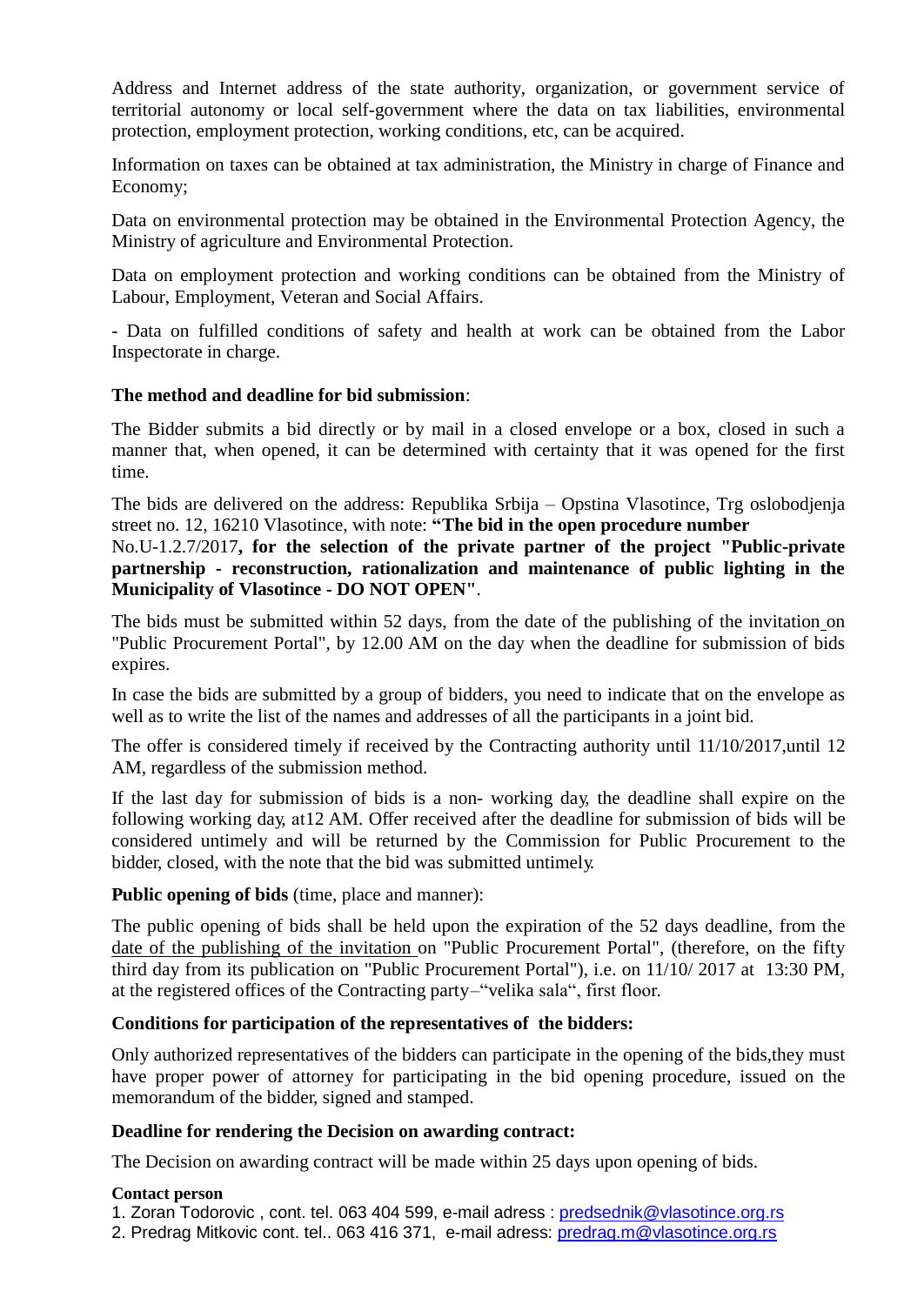Address and Internet address of the state authority, organization, or government service of territorial autonomy or local self-government where the data on tax liabilities, environmental protection, employment protection, working conditions, etc, can be acquired.

Information on taxes can be obtained at tax administration, the Ministry in charge of Finance and Economy;

Data on environmental protection may be obtained in the Environmental Protection Agency, the Ministry of agriculture and Environmental Protection.

Data on employment protection and working conditions can be obtained from the Ministry of Labour, Employment, Veteran and Social Affairs.

- Data on fulfilled conditions of safety and health at work can be obtained from the Labor Inspectorate in charge.

**The method and deadline for bid submission**:

The Bidder submits a bid directly or by mail in a closed envelope or a box, closed in such a manner that, when opened, it can be determined with certainty that it was opened for the first time.

The bids are delivered on the address: Republika Srbija – Opstina Vlasotince, Trg oslobodjenja street no. 12, 16210 Vlasotince, with note: **“The bid in the open procedure number** No.U-1.2.7/2017**, for the selection of the private partner of the project "Public-private partnership - reconstruction, rationalization and maintenance of public lighting in the Municipality of Vlasotince - DO NOT OPEN"**.

The bids must be submitted within 52 days, from the date of the publishing of the invitation on "Public Procurement Portal", by 12.00 AM on the day when the deadline for submission of bids expires.

In case the bids are submitted by a group of bidders, you need to indicate that on the envelope as well as to write the list of the names and addresses of all the participants in a joint bid.

The offer is considered timely if received by the Contracting authority until 11/10/2017,until 12 AM, regardless of the submission method.

If the last day for submission of bids is a non- working day, the deadline shall expire on the following working day, at12 AM. Offer received after the deadline for submission of bids will be considered untimely and will be returned by the Commission for Public Procurement to the bidder, closed, with the note that the bid was submitted untimely.

**Public opening of bids** (time, place and manner):

The public opening of bids shall be held upon the expiration of the 52 days deadline, from the date of the publishing of the invitation on "Public Procurement Portal", (therefore, on the fifty third day from its publication on "Public Procurement Portal"), i.e. on 11/10/ 2017 at 13:30 PM, at the registered offices of the Contracting party–“velika sala“, first floor.

**Conditions for participation of the representatives of the bidders:**

Only authorized representatives of the bidders can participate in the opening of the bids,they must have proper power of attorney for participating in the bid opening procedure, issued on the memorandum of the bidder, signed and stamped.

**Deadline for rendering the Decision on awarding contract:**

The Decision on awarding contract will be made within 25 days upon opening of bids.

**Contact person**

1. Zoran Todorovic , cont. tel. 063 404 599, e-mail adress : predsednik@vlasotince.org.rs
2. Predrag Mitkovic cont. tel.. 063 416 371, e-mail adress: predrag.m@vlasotince.org.rs